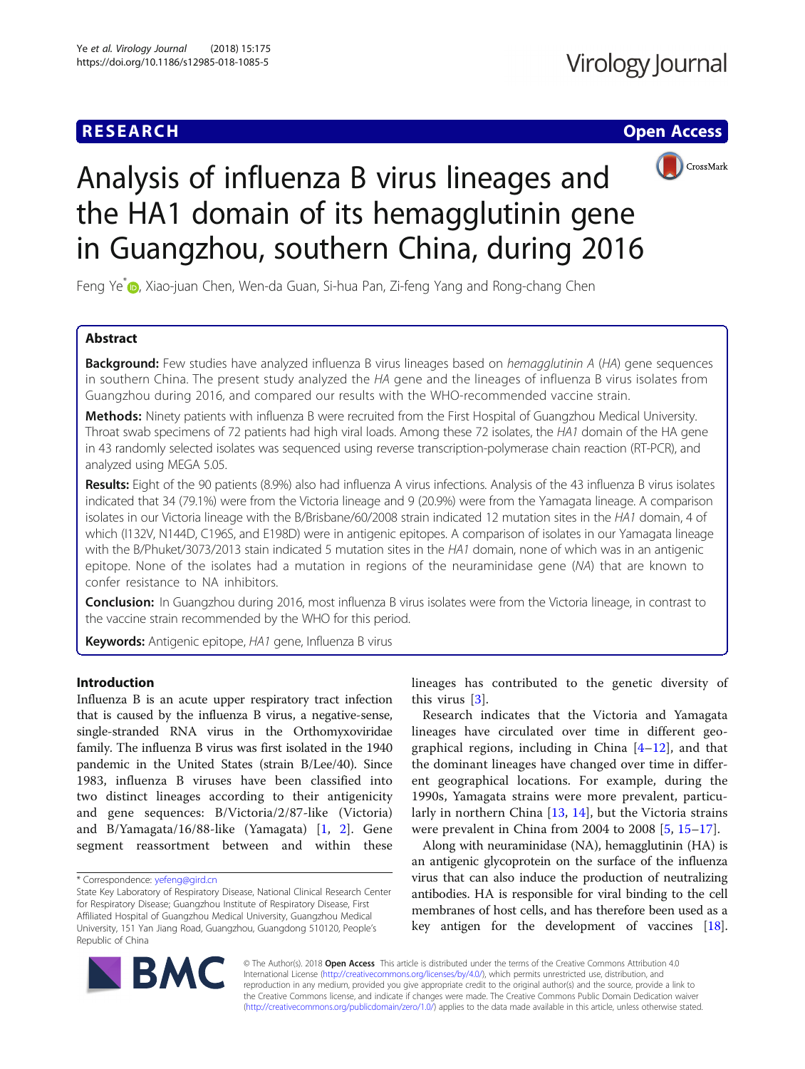RESEARCH | Open Access

# Analysis of influenza B virus lineages and the HA1 domain of its hemagglutinin gene in Guangzhou, southern China, during 2016

Feng Ye*, Xiao-juan Chen, Wen-da Guan, Si-hua Pan, Zi-feng Yang and Rong-chang Chen

## Abstract

**Background:** Few studies have analyzed influenza B virus lineages based on *hemagglutinin A* (*HA*) gene sequences in southern China. The present study analyzed the *HA* gene and the lineages of influenza B virus isolates from Guangzhou during 2016, and compared our results with the WHO-recommended vaccine strain.

**Methods:** Ninety patients with influenza B were recruited from the First Hospital of Guangzhou Medical University. Throat swab specimens of 72 patients had high viral loads. Among these 72 isolates, the *HA1* domain of the HA gene in 43 randomly selected isolates was sequenced using reverse transcription-polymerase chain reaction (RT-PCR), and analyzed using MEGA 5.05.

**Results:** Eight of the 90 patients (8.9%) also had influenza A virus infections. Analysis of the 43 influenza B virus isolates indicated that 34 (79.1%) were from the Victoria lineage and 9 (20.9%) were from the Yamagata lineage. A comparison isolates in our Victoria lineage with the B/Brisbane/60/2008 strain indicated 12 mutation sites in the *HA1* domain, 4 of which (I132V, N144D, C196S, and E198D) were in antigenic epitopes. A comparison of isolates in our Yamagata lineage with the B/Phuket/3073/2013 stain indicated 5 mutation sites in the *HA1* domain, none of which was in an antigenic epitope. None of the isolates had a mutation in regions of the neuraminidase gene (*NA*) that are known to confer resistance to NA inhibitors.

**Conclusion:** In Guangzhou during 2016, most influenza B virus isolates were from the Victoria lineage, in contrast to the vaccine strain recommended by the WHO for this period.

**Keywords:** Antigenic epitope, *HA1* gene, Influenza B virus

## Introduction

Influenza B is an acute upper respiratory tract infection that is caused by the influenza B virus, a negative-sense, single-stranded RNA virus in the Orthomyxoviridae family. The influenza B virus was first isolated in the 1940 pandemic in the United States (strain B/Lee/40). Since 1983, influenza B viruses have been classified into two distinct lineages according to their antigenicity and gene sequences: B/Victoria/2/87-like (Victoria) and B/Yamagata/16/88-like (Yamagata) [1, 2]. Gene segment reassortment between and within these lineages has contributed to the genetic diversity of this virus [3].

Research indicates that the Victoria and Yamagata lineages have circulated over time in different geographical regions, including in China [4–12], and that the dominant lineages have changed over time in different geographical locations. For example, during the 1990s, Yamagata strains were more prevalent, particularly in northern China [13, 14], but the Victoria strains were prevalent in China from 2004 to 2008 [5, 15–17].

Along with neuraminidase (NA), hemagglutinin (HA) is an antigenic glycoprotein on the surface of the influenza virus that can also induce the production of neutralizing antibodies. HA is responsible for viral binding to the cell membranes of host cells, and has therefore been used as a key antigen for the development of vaccines [18].

* Correspondence: yefeng@gird.cn

State Key Laboratory of Respiratory Disease, National Clinical Research Center for Respiratory Disease; Guangzhou Institute of Respiratory Disease, First Affiliated Hospital of Guangzhou Medical University, Guangzhou Medical University, 151 Yan Jiang Road, Guangzhou, Guangdong 510120, People's Republic of China

© The Author(s). 2018 **Open Access** This article is distributed under the terms of the Creative Commons Attribution 4.0 International License (http://creativecommons.org/licenses/by/4.0/), which permits unrestricted use, distribution, and reproduction in any medium, provided you give appropriate credit to the original author(s) and the source, provide a link to the Creative Commons license, and indicate if changes were made. The Creative Commons Public Domain Dedication waiver (http://creativecommons.org/publicdomain/zero/1.0/) applies to the data made available in this article, unless otherwise stated.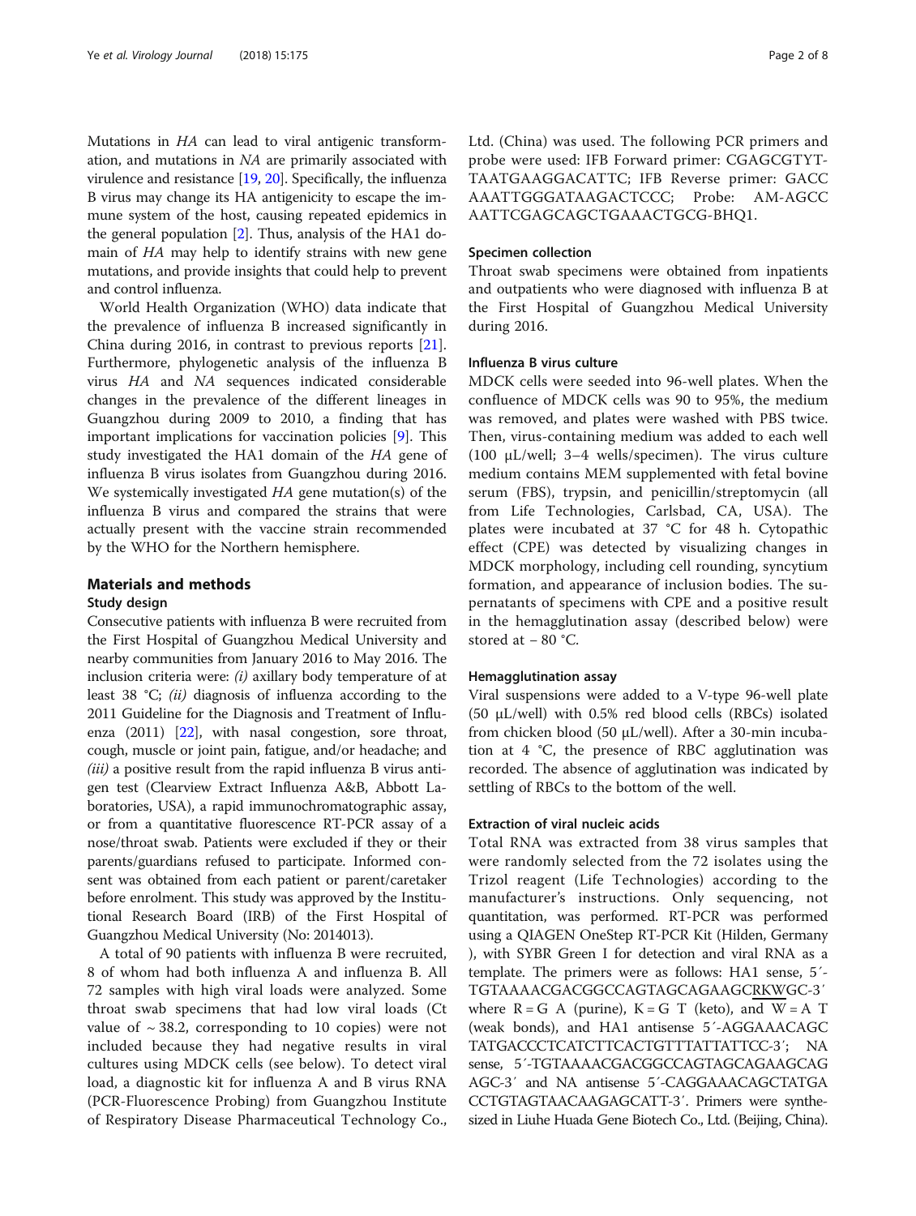Mutations in *HA* can lead to viral antigenic transformation, and mutations in *NA* are primarily associated with virulence and resistance [19, 20]. Specifically, the influenza B virus may change its HA antigenicity to escape the immune system of the host, causing repeated epidemics in the general population [2]. Thus, analysis of the HA1 domain of *HA* may help to identify strains with new gene mutations, and provide insights that could help to prevent and control influenza.

World Health Organization (WHO) data indicate that the prevalence of influenza B increased significantly in China during 2016, in contrast to previous reports [21]. Furthermore, phylogenetic analysis of the influenza B virus *HA* and *NA* sequences indicated considerable changes in the prevalence of the different lineages in Guangzhou during 2009 to 2010, a finding that has important implications for vaccination policies [9]. This study investigated the HA1 domain of the *HA* gene of influenza B virus isolates from Guangzhou during 2016. We systemically investigated *HA* gene mutation(s) of the influenza B virus and compared the strains that were actually present with the vaccine strain recommended by the WHO for the Northern hemisphere.

## Materials and methods

### Study design

Consecutive patients with influenza B were recruited from the First Hospital of Guangzhou Medical University and nearby communities from January 2016 to May 2016. The inclusion criteria were: *(i)* axillary body temperature of at least 38 °C; *(ii)* diagnosis of influenza according to the 2011 Guideline for the Diagnosis and Treatment of Influenza (2011) [22], with nasal congestion, sore throat, cough, muscle or joint pain, fatigue, and/or headache; and *(iii)* a positive result from the rapid influenza B virus antigen test (Clearview Extract Influenza A&B, Abbott Laboratories, USA), a rapid immunochromatographic assay, or from a quantitative fluorescence RT-PCR assay of a nose/throat swab. Patients were excluded if they or their parents/guardians refused to participate. Informed consent was obtained from each patient or parent/caretaker before enrolment. This study was approved by the Institutional Research Board (IRB) of the First Hospital of Guangzhou Medical University (No: 2014013).

A total of 90 patients with influenza B were recruited, 8 of whom had both influenza A and influenza B. All 72 samples with high viral loads were analyzed. Some throat swab specimens that had low viral loads (Ct value of ~ 38.2, corresponding to 10 copies) were not included because they had negative results in viral cultures using MDCK cells (see below). To detect viral load, a diagnostic kit for influenza A and B virus RNA (PCR-Fluorescence Probing) from Guangzhou Institute of Respiratory Disease Pharmaceutical Technology Co., Ltd. (China) was used. The following PCR primers and probe were used: IFB Forward primer: CGAGCGTYTTAATGAAGGACATTC; IFB Reverse primer: GACCAAATTGGGATAAGACTCCC; Probe: AM-AGCCAATTCGAGCAGCTGAAACTGCG-BHQ1.

### Specimen collection

Throat swab specimens were obtained from inpatients and outpatients who were diagnosed with influenza B at the First Hospital of Guangzhou Medical University during 2016.

### Influenza B virus culture

MDCK cells were seeded into 96-well plates. When the confluence of MDCK cells was 90 to 95%, the medium was removed, and plates were washed with PBS twice. Then, virus-containing medium was added to each well (100 μL/well; 3–4 wells/specimen). The virus culture medium contains MEM supplemented with fetal bovine serum (FBS), trypsin, and penicillin/streptomycin (all from Life Technologies, Carlsbad, CA, USA). The plates were incubated at 37 °C for 48 h. Cytopathic effect (CPE) was detected by visualizing changes in MDCK morphology, including cell rounding, syncytium formation, and appearance of inclusion bodies. The supernatants of specimens with CPE and a positive result in the hemagglutination assay (described below) were stored at − 80 °C.

### Hemagglutination assay

Viral suspensions were added to a V-type 96-well plate (50 μL/well) with 0.5% red blood cells (RBCs) isolated from chicken blood (50 μL/well). After a 30-min incubation at 4 °C, the presence of RBC agglutination was recorded. The absence of agglutination was indicated by settling of RBCs to the bottom of the well.

### Extraction of viral nucleic acids

Total RNA was extracted from 38 virus samples that were randomly selected from the 72 isolates using the Trizol reagent (Life Technologies) according to the manufacturer's instructions. Only sequencing, not quantitation, was performed. RT-PCR was performed using a QIAGEN OneStep RT-PCR Kit (Hilden, Germany), with SYBR Green I for detection and viral RNA as a template. The primers were as follows: HA1 sense, 5′-TGTAAAACGACGGCCAGTAGCAGAAGCRKWGC-3′ where R = G A (purine), K = G T (keto), and W = A T (weak bonds), and HA1 antisense 5′-AGGAAACAGCTATGACCCTCATCTTCACTGTTTATTATTCC-3′; NA sense, 5′-TGTAAAACGACGGCCAGTAGCAGAAGCAGAGC-3′ and NA antisense 5′-CAGGAAACAGCTATGACCTGTAGTAACAAGAGCATT-3′. Primers were synthesized in Liuhe Huada Gene Biotech Co., Ltd. (Beijing, China).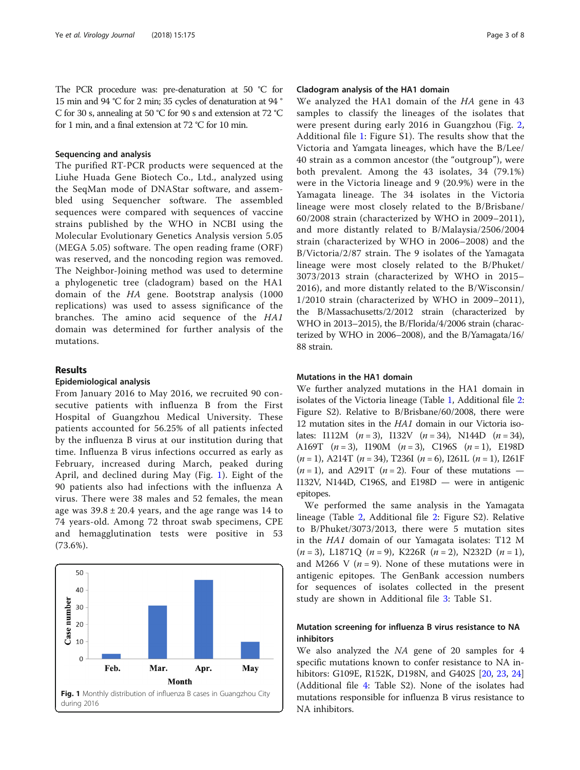The PCR procedure was: pre-denaturation at 50 °C for 15 min and 94 °C for 2 min; 35 cycles of denaturation at 94 °C for 30 s, annealing at 50 °C for 90 s and extension at 72 °C for 1 min, and a final extension at 72 °C for 10 min.

### Sequencing and analysis

The purified RT-PCR products were sequenced at the Liuhe Huada Gene Biotech Co., Ltd., analyzed using the SeqMan mode of DNAStar software, and assembled using Sequencher software. The assembled sequences were compared with sequences of vaccine strains published by the WHO in NCBI using the Molecular Evolutionary Genetics Analysis version 5.05 (MEGA 5.05) software. The open reading frame (ORF) was reserved, and the noncoding region was removed. The Neighbor-Joining method was used to determine a phylogenetic tree (cladogram) based on the HA1 domain of the *HA* gene. Bootstrap analysis (1000 replications) was used to assess significance of the branches. The amino acid sequence of the *HA1* domain was determined for further analysis of the mutations.

## Results

### Epidemiological analysis

From January 2016 to May 2016, we recruited 90 consecutive patients with influenza B from the First Hospital of Guangzhou Medical University. These patients accounted for 56.25% of all patients infected by the influenza B virus at our institution during that time. Influenza B virus infections occurred as early as February, increased during March, peaked during April, and declined during May (Fig. 1). Eight of the 90 patients also had infections with the influenza A virus. There were 38 males and 52 females, the mean age was 39.8 ± 20.4 years, and the age range was 14 to 74 years-old. Among 72 throat swab specimens, CPE and hemagglutination tests were positive in 53 (73.6%).

**Fig. 1** Monthly distribution of influenza B cases in Guangzhou City during 2016

### Cladogram analysis of the HA1 domain

We analyzed the HA1 domain of the *HA* gene in 43 samples to classify the lineages of the isolates that were present during early 2016 in Guangzhou (Fig. 2, Additional file 1: Figure S1). The results show that the Victoria and Yamgata lineages, which have the B/Lee/40 strain as a common ancestor (the "outgroup"), were both prevalent. Among the 43 isolates, 34 (79.1%) were in the Victoria lineage and 9 (20.9%) were in the Yamagata lineage. The 34 isolates in the Victoria lineage were most closely related to the B/Brisbane/60/2008 strain (characterized by WHO in 2009–2011), and more distantly related to B/Malaysia/2506/2004 strain (characterized by WHO in 2006–2008) and the B/Victoria/2/87 strain. The 9 isolates of the Yamagata lineage were most closely related to the B/Phuket/3073/2013 strain (characterized by WHO in 2015–2016), and more distantly related to the B/Wisconsin/1/2010 strain (characterized by WHO in 2009–2011), the B/Massachusetts/2/2012 strain (characterized by WHO in 2013–2015), the B/Florida/4/2006 strain (characterized by WHO in 2006–2008), and the B/Yamagata/16/88 strain.

### Mutations in the HA1 domain

We further analyzed mutations in the HA1 domain in isolates of the Victoria lineage (Table 1, Additional file 2: Figure S2). Relative to B/Brisbane/60/2008, there were 12 mutation sites in the *HA1* domain in our Victoria isolates: I112M ($n = 3$), I132V ($n = 34$), N144D ($n = 34$), A169T ($n = 3$), I190M ($n = 3$), C196S ($n = 1$), E198D ($n = 1$), A214T ($n = 34$), T236I ($n = 6$), I261L ($n = 1$), I261F ($n = 1$), and A291T ($n = 2$). Four of these mutations — I132V, N144D, C196S, and E198D — were in antigenic epitopes.

We performed the same analysis in the Yamagata lineage (Table 2, Additional file 2: Figure S2). Relative to B/Phuket/3073/2013, there were 5 mutation sites in the *HA1* domain of our Yamagata isolates: T12 M ($n = 3$), L1871Q ($n = 9$), K226R ($n = 2$), N232D ($n = 1$), and M266 V ($n = 9$). None of these mutations were in antigenic epitopes. The GenBank accession numbers for sequences of isolates collected in the present study are shown in Additional file 3: Table S1.

### Mutation screening for influenza B virus resistance to NA inhibitors

We also analyzed the *NA* gene of 20 samples for 4 specific mutations known to confer resistance to NA inhibitors: G109E, R152K, D198N, and G402S [20, 23, 24] (Additional file 4: Table S2). None of the isolates had mutations responsible for influenza B virus resistance to NA inhibitors.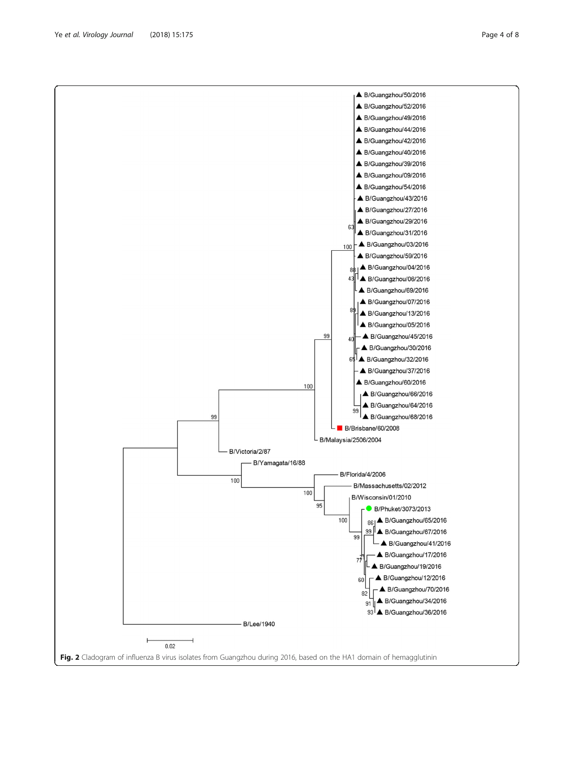Fig. 2 Cladogram of influenza B virus isolates from Guangzhou during 2016, based on the HA1 domain of hemagglutinin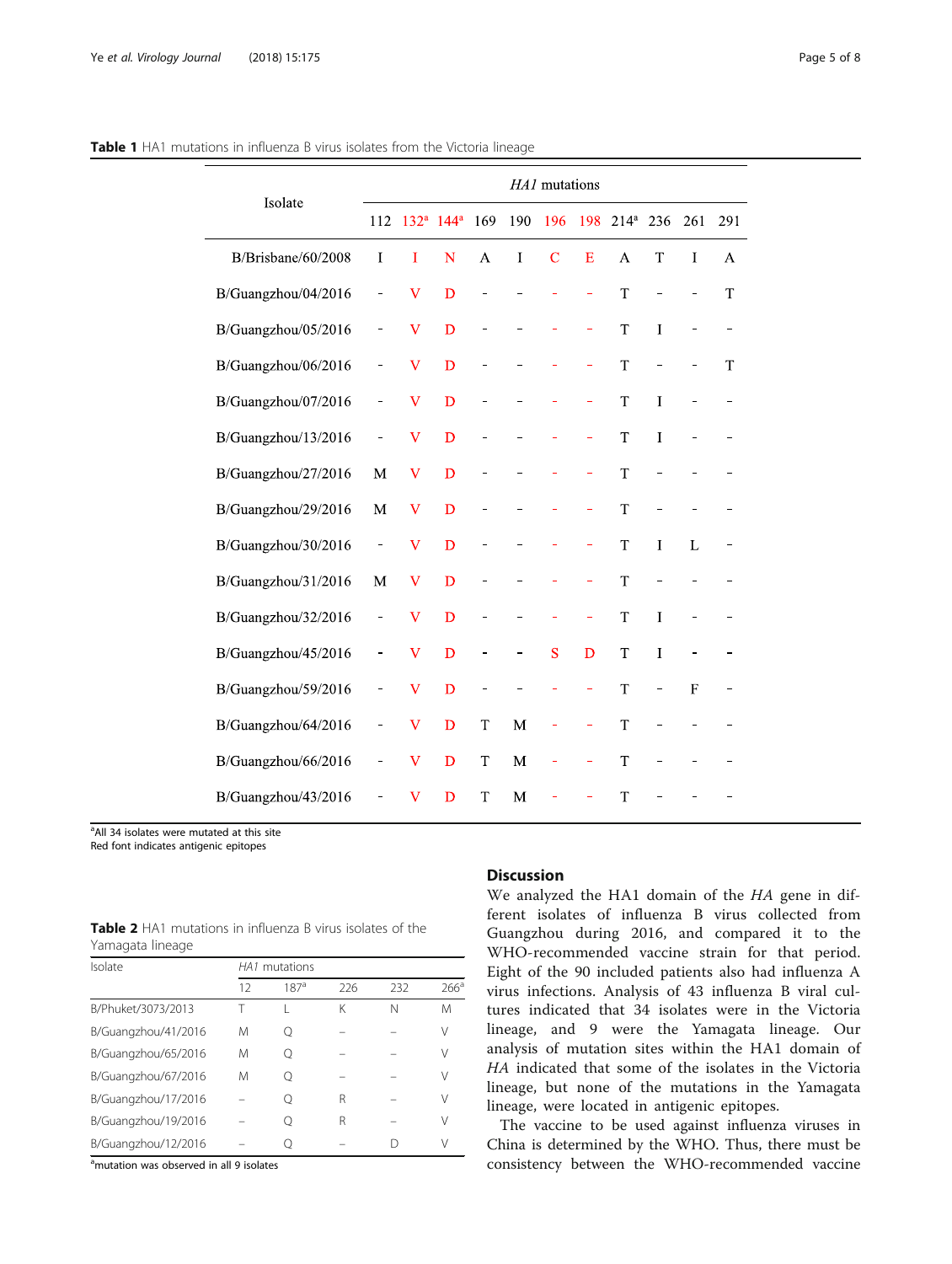**Table 1** HA1 mutations in influenza B virus isolates from the Victoria lineage

| Isolate | *HA1* mutations | | | | | | | | | | |
|---|---|---|---|---|---|---|---|---|---|---|---|
| | 112 | 132[a] | 144[a] | 169 | 190 | 196 | 198 | 214[a] | 236 | 261 | 291 |
| B/Brisbane/60/2008 | I | I | N | A | I | C | E | A | T | I | A |
| B/Guangzhou/04/2016 | - | V | D | - | - | - | - | T | - | - | T |
| B/Guangzhou/05/2016 | - | V | D | - | - | - | - | T | I | - | - |
| B/Guangzhou/06/2016 | - | V | D | - | - | - | - | T | - | - | T |
| B/Guangzhou/07/2016 | - | V | D | - | - | - | - | T | I | - | - |
| B/Guangzhou/13/2016 | - | V | D | - | - | - | - | T | I | - | - |
| B/Guangzhou/27/2016 | M | V | D | - | - | - | - | T | - | - | - |
| B/Guangzhou/29/2016 | M | V | D | - | - | - | - | T | - | - | - |
| B/Guangzhou/30/2016 | - | V | D | - | - | - | - | T | I | L | - |
| B/Guangzhou/31/2016 | M | V | D | - | - | - | - | T | - | - | - |
| B/Guangzhou/32/2016 | - | V | D | - | - | - | - | T | I | - | - |
| B/Guangzhou/45/2016 | - | V | D | - | - | S | D | T | I | - | - |
| B/Guangzhou/59/2016 | - | V | D | - | - | - | - | T | - | F | - |
| B/Guangzhou/64/2016 | - | V | D | T | M | - | - | T | - | - | - |
| B/Guangzhou/66/2016 | - | V | D | T | M | - | - | T | - | - | - |
| B/Guangzhou/43/2016 | - | V | D | T | M | - | - | T | - | - | - |

[a]All 34 isolates were mutated at this site
Red font indicates antigenic epitopes

**Table 2** HA1 mutations in influenza B virus isolates of the Yamagata lineage

| Isolate | *HA1* mutations | | | | |
|---|---|---|---|---|---|
| | 12 | 187[a] | 226 | 232 | 266[a] |
| B/Phuket/3073/2013 | T | L | K | N | M |
| B/Guangzhou/41/2016 | M | Q | – | – | V |
| B/Guangzhou/65/2016 | M | Q | – | – | V |
| B/Guangzhou/67/2016 | M | Q | – | – | V |
| B/Guangzhou/17/2016 | – | Q | R | – | V |
| B/Guangzhou/19/2016 | – | Q | R | – | V |
| B/Guangzhou/12/2016 | – | Q | – | D | V |

[a]mutation was observed in all 9 isolates

## Discussion

We analyzed the HA1 domain of the *HA* gene in different isolates of influenza B virus collected from Guangzhou during 2016, and compared it to the WHO-recommended vaccine strain for that period. Eight of the 90 included patients also had influenza A virus infections. Analysis of 43 influenza B viral cultures indicated that 34 isolates were in the Victoria lineage, and 9 were the Yamagata lineage. Our analysis of mutation sites within the HA1 domain of *HA* indicated that some of the isolates in the Victoria lineage, but none of the mutations in the Yamagata lineage, were located in antigenic epitopes.

The vaccine to be used against influenza viruses in China is determined by the WHO. Thus, there must be consistency between the WHO-recommended vaccine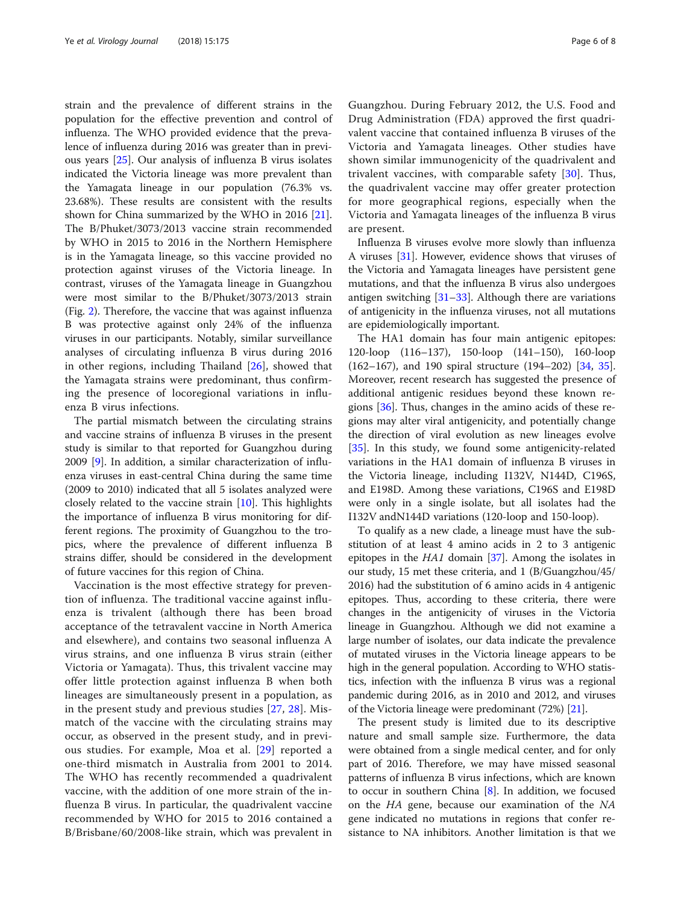strain and the prevalence of different strains in the population for the effective prevention and control of influenza. The WHO provided evidence that the prevalence of influenza during 2016 was greater than in previous years [25]. Our analysis of influenza B virus isolates indicated the Victoria lineage was more prevalent than the Yamagata lineage in our population (76.3% vs. 23.68%). These results are consistent with the results shown for China summarized by the WHO in 2016 [21]. The B/Phuket/3073/2013 vaccine strain recommended by WHO in 2015 to 2016 in the Northern Hemisphere is in the Yamagata lineage, so this vaccine provided no protection against viruses of the Victoria lineage. In contrast, viruses of the Yamagata lineage in Guangzhou were most similar to the B/Phuket/3073/2013 strain (Fig. 2). Therefore, the vaccine that was against influenza B was protective against only 24% of the influenza viruses in our participants. Notably, similar surveillance analyses of circulating influenza B virus during 2016 in other regions, including Thailand [26], showed that the Yamagata strains were predominant, thus confirming the presence of locoregional variations in influenza B virus infections.

The partial mismatch between the circulating strains and vaccine strains of influenza B viruses in the present study is similar to that reported for Guangzhou during 2009 [9]. In addition, a similar characterization of influenza viruses in east-central China during the same time (2009 to 2010) indicated that all 5 isolates analyzed were closely related to the vaccine strain [10]. This highlights the importance of influenza B virus monitoring for different regions. The proximity of Guangzhou to the tropics, where the prevalence of different influenza B strains differ, should be considered in the development of future vaccines for this region of China.

Vaccination is the most effective strategy for prevention of influenza. The traditional vaccine against influenza is trivalent (although there has been broad acceptance of the tetravalent vaccine in North America and elsewhere), and contains two seasonal influenza A virus strains, and one influenza B virus strain (either Victoria or Yamagata). Thus, this trivalent vaccine may offer little protection against influenza B when both lineages are simultaneously present in a population, as in the present study and previous studies [27, 28]. Mismatch of the vaccine with the circulating strains may occur, as observed in the present study, and in previous studies. For example, Moa et al. [29] reported a one-third mismatch in Australia from 2001 to 2014. The WHO has recently recommended a quadrivalent vaccine, with the addition of one more strain of the influenza B virus. In particular, the quadrivalent vaccine recommended by WHO for 2015 to 2016 contained a B/Brisbane/60/2008-like strain, which was prevalent in Guangzhou. During February 2012, the U.S. Food and Drug Administration (FDA) approved the first quadrivalent vaccine that contained influenza B viruses of the Victoria and Yamagata lineages. Other studies have shown similar immunogenicity of the quadrivalent and trivalent vaccines, with comparable safety [30]. Thus, the quadrivalent vaccine may offer greater protection for more geographical regions, especially when the Victoria and Yamagata lineages of the influenza B virus are present.

Influenza B viruses evolve more slowly than influenza A viruses [31]. However, evidence shows that viruses of the Victoria and Yamagata lineages have persistent gene mutations, and that the influenza B virus also undergoes antigen switching [31–33]. Although there are variations of antigenicity in the influenza viruses, not all mutations are epidemiologically important.

The HA1 domain has four main antigenic epitopes: 120-loop (116–137), 150-loop (141–150), 160-loop (162–167), and 190 spiral structure (194–202) [34, 35]. Moreover, recent research has suggested the presence of additional antigenic residues beyond these known regions [36]. Thus, changes in the amino acids of these regions may alter viral antigenicity, and potentially change the direction of viral evolution as new lineages evolve [35]. In this study, we found some antigenicity-related variations in the HA1 domain of influenza B viruses in the Victoria lineage, including I132V, N144D, C196S, and E198D. Among these variations, C196S and E198D were only in a single isolate, but all isolates had the I132V andN144D variations (120-loop and 150-loop).

To qualify as a new clade, a lineage must have the substitution of at least 4 amino acids in 2 to 3 antigenic epitopes in the *HA1* domain [37]. Among the isolates in our study, 15 met these criteria, and 1 (B/Guangzhou/45/2016) had the substitution of 6 amino acids in 4 antigenic epitopes. Thus, according to these criteria, there were changes in the antigenicity of viruses in the Victoria lineage in Guangzhou. Although we did not examine a large number of isolates, our data indicate the prevalence of mutated viruses in the Victoria lineage appears to be high in the general population. According to WHO statistics, infection with the influenza B virus was a regional pandemic during 2016, as in 2010 and 2012, and viruses of the Victoria lineage were predominant (72%) [21].

The present study is limited due to its descriptive nature and small sample size. Furthermore, the data were obtained from a single medical center, and for only part of 2016. Therefore, we may have missed seasonal patterns of influenza B virus infections, which are known to occur in southern China [8]. In addition, we focused on the *HA* gene, because our examination of the *NA* gene indicated no mutations in regions that confer resistance to NA inhibitors. Another limitation is that we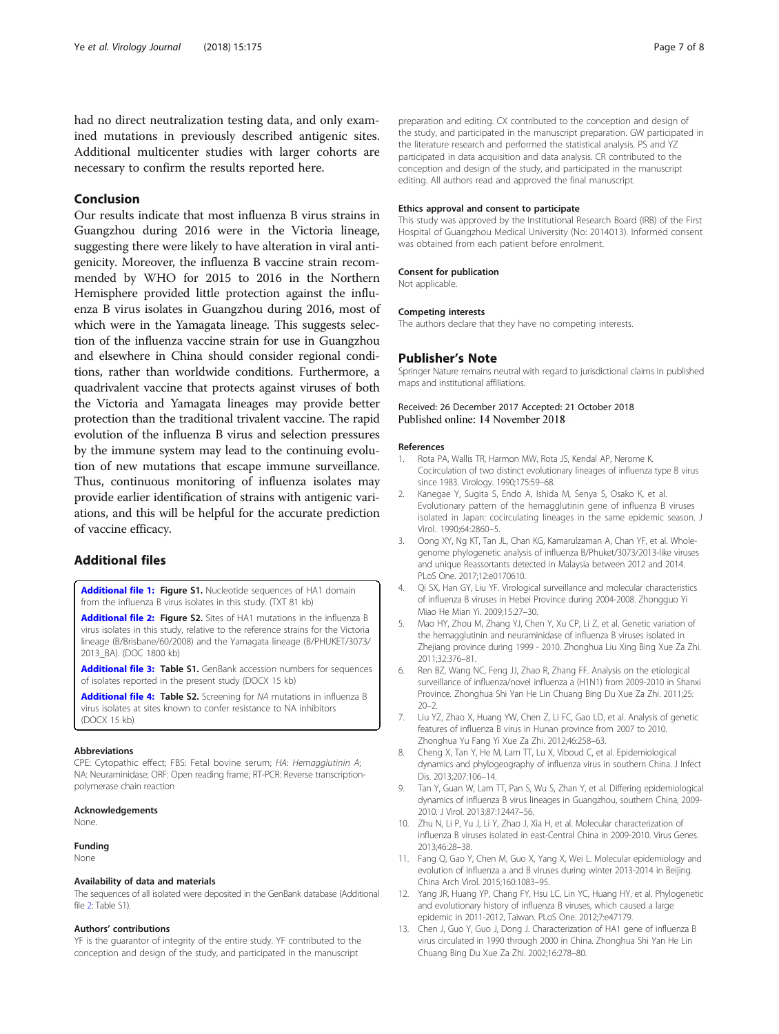had no direct neutralization testing data, and only examined mutations in previously described antigenic sites. Additional multicenter studies with larger cohorts are necessary to confirm the results reported here.

## Conclusion

Our results indicate that most influenza B virus strains in Guangzhou during 2016 were in the Victoria lineage, suggesting there were likely to have alteration in viral antigenicity. Moreover, the influenza B vaccine strain recommended by WHO for 2015 to 2016 in the Northern Hemisphere provided little protection against the influenza B virus isolates in Guangzhou during 2016, most of which were in the Yamagata lineage. This suggests selection of the influenza vaccine strain for use in Guangzhou and elsewhere in China should consider regional conditions, rather than worldwide conditions. Furthermore, a quadrivalent vaccine that protects against viruses of both the Victoria and Yamagata lineages may provide better protection than the traditional trivalent vaccine. The rapid evolution of the influenza B virus and selection pressures by the immune system may lead to the continuing evolution of new mutations that escape immune surveillance. Thus, continuous monitoring of influenza isolates may provide earlier identification of strains with antigenic variations, and this will be helpful for the accurate prediction of vaccine efficacy.

## Additional files

**Additional file 1: Figure S1.** Nucleotide sequences of HA1 domain from the influenza B virus isolates in this study. (TXT 81 kb)

**Additional file 2: Figure S2.** Sites of HA1 mutations in the influenza B virus isolates in this study, relative to the reference strains for the Victoria lineage (B/Brisbane/60/2008) and the Yamagata lineage (B/PHUKET/3073/2013_BA). (DOC 1800 kb)

**Additional file 3: Table S1.** GenBank accession numbers for sequences of isolates reported in the present study (DOCX 15 kb)

**Additional file 4: Table S2.** Screening for *NA* mutations in influenza B virus isolates at sites known to confer resistance to NA inhibitors (DOCX 15 kb)

#### Abbreviations

CPE: Cytopathic effect; FBS: Fetal bovine serum; *HA*: *Hemagglutinin A*; NA: Neuraminidase; ORF: Open reading frame; RT-PCR: Reverse transcription-polymerase chain reaction

#### Acknowledgements

None.

#### Funding

None

#### Availability of data and materials

The sequences of all isolated were deposited in the GenBank database (Additional file 2: Table S1).

#### Authors' contributions

YF is the guarantor of integrity of the entire study. YF contributed to the conception and design of the study, and participated in the manuscript preparation and editing. CX contributed to the conception and design of the study, and participated in the manuscript preparation. GW participated in the literature research and performed the statistical analysis. PS and YZ participated in data acquisition and data analysis. CR contributed to the conception and design of the study, and participated in the manuscript editing. All authors read and approved the final manuscript.

#### Ethics approval and consent to participate

This study was approved by the Institutional Research Board (IRB) of the First Hospital of Guangzhou Medical University (No: 2014013). Informed consent was obtained from each patient before enrolment.

#### Consent for publication

Not applicable.

#### Competing interests

The authors declare that they have no competing interests.

## Publisher's Note

Springer Nature remains neutral with regard to jurisdictional claims in published maps and institutional affiliations.

Received: 26 December 2017 Accepted: 21 October 2018
Published online: 14 November 2018

#### References

1. Rota PA, Wallis TR, Harmon MW, Rota JS, Kendal AP, Nerome K. Cocirculation of two distinct evolutionary lineages of influenza type B virus since 1983. Virology. 1990;175:59–68.
2. Kanegae Y, Sugita S, Endo A, Ishida M, Senya S, Osako K, et al. Evolutionary pattern of the hemagglutinin gene of influenza B viruses isolated in Japan: cocirculating lineages in the same epidemic season. J Virol. 1990;64:2860–5.
3. Oong XY, Ng KT, Tan JL, Chan KG, Kamarulzaman A, Chan YF, et al. Whole-genome phylogenetic analysis of influenza B/Phuket/3073/2013-like viruses and unique Reassortants detected in Malaysia between 2012 and 2014. PLoS One. 2017;12:e0170610.
4. Qi SX, Han GY, Liu YF. Virological surveillance and molecular characteristics of influenza B viruses in Hebei Province during 2004-2008. Zhongguo Yi Miao He Mian Yi. 2009;15:27–30.
5. Mao HY, Zhou M, Zhang YJ, Chen Y, Xu CP, Li Z, et al. Genetic variation of the hemagglutinin and neuraminidase of influenza B viruses isolated in Zhejiang province during 1999 - 2010. Zhonghua Liu Xing Bing Xue Za Zhi. 2011;32:376–81.
6. Ren BZ, Wang NC, Feng JJ, Zhao R, Zhang FF. Analysis on the etiological surveillance of influenza/novel influenza a (H1N1) from 2009-2010 in Shanxi Province. Zhonghua Shi Yan He Lin Chuang Bing Du Xue Za Zhi. 2011;25:20–2.
7. Liu YZ, Zhao X, Huang YW, Chen Z, Li FC, Gao LD, et al. Analysis of genetic features of influenza B virus in Hunan province from 2007 to 2010. Zhonghua Yu Fang Yi Xue Za Zhi. 2012;46:258–63.
8. Cheng X, Tan Y, He M, Lam TT, Lu X, Viboud C, et al. Epidemiological dynamics and phylogeography of influenza virus in southern China. J Infect Dis. 2013;207:106–14.
9. Tan Y, Guan W, Lam TT, Pan S, Wu S, Zhan Y, et al. Differing epidemiological dynamics of influenza B virus lineages in Guangzhou, southern China, 2009-2010. J Virol. 2013;87:12447–56.
10. Zhu N, Li P, Yu J, Li Y, Zhao J, Xia H, et al. Molecular characterization of influenza B viruses isolated in east-Central China in 2009-2010. Virus Genes. 2013;46:28–38.
11. Fang Q, Gao Y, Chen M, Guo X, Yang X, Wei L. Molecular epidemiology and evolution of influenza a and B viruses during winter 2013-2014 in Beijing, China Arch Virol. 2015;160:1083–95.
12. Yang JR, Huang YP, Chang FY, Hsu LC, Lin YC, Huang HY, et al. Phylogenetic and evolutionary history of influenza B viruses, which caused a large epidemic in 2011-2012, Taiwan. PLoS One. 2012;7:e47179.
13. Chen J, Guo Y, Guo J, Dong J. Characterization of HA1 gene of influenza B virus circulated in 1990 through 2000 in China. Zhonghua Shi Yan He Lin Chuang Bing Du Xue Za Zhi. 2002;16:278–80.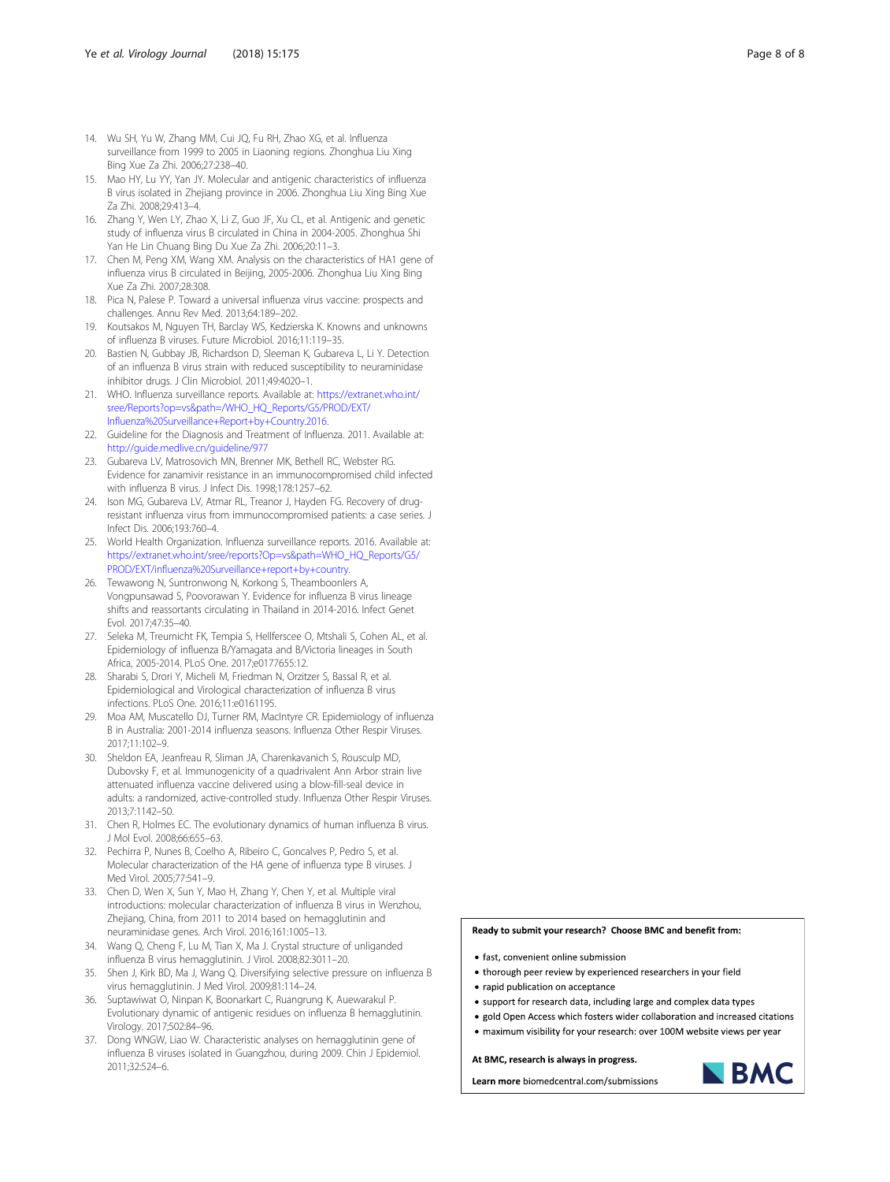14. Wu SH, Yu W, Zhang MM, Cui JQ, Fu RH, Zhao XG, et al. Influenza surveillance from 1999 to 2005 in Liaoning regions. Zhonghua Liu Xing Bing Xue Za Zhi. 2006;27:238–40.
15. Mao HY, Lu YY, Yan JY. Molecular and antigenic characteristics of influenza B virus isolated in Zhejiang province in 2006. Zhonghua Liu Xing Bing Xue Za Zhi. 2008;29:413–4.
16. Zhang Y, Wen LY, Zhao X, Li Z, Guo JF, Xu CL, et al. Antigenic and genetic study of influenza virus B circulated in China in 2004-2005. Zhonghua Shi Yan He Lin Chuang Bing Du Xue Za Zhi. 2006;20:11–3.
17. Chen M, Peng XM, Wang XM. Analysis on the characteristics of HA1 gene of influenza virus B circulated in Beijing, 2005-2006. Zhonghua Liu Xing Bing Xue Za Zhi. 2007;28:308.
18. Pica N, Palese P. Toward a universal influenza virus vaccine: prospects and challenges. Annu Rev Med. 2013;64:189–202.
19. Koutsakos M, Nguyen TH, Barclay WS, Kedzierska K. Knowns and unknowns of influenza B viruses. Future Microbiol. 2016;11:119–35.
20. Bastien N, Gubbay JB, Richardson D, Sleeman K, Gubareva L, Li Y. Detection of an influenza B virus strain with reduced susceptibility to neuraminidase inhibitor drugs. J Clin Microbiol. 2011;49:4020–1.
21. WHO. Influenza surveillance reports. Available at: https://extranet.who.int/sree/Reports?op=vs&path=/WHO_HQ_Reports/G5/PROD/EXT/Influenza%20Surveillance+Report+by+Country.2016.
22. Guideline for the Diagnosis and Treatment of Influenza. 2011. Available at: http://guide.medlive.cn/guideline/977
23. Gubareva LV, Matrosovich MN, Brenner MK, Bethell RC, Webster RG. Evidence for zanamivir resistance in an immunocompromised child infected with influenza B virus. J Infect Dis. 1998;178:1257–62.
24. Ison MG, Gubareva LV, Atmar RL, Treanor J, Hayden FG. Recovery of drug-resistant influenza virus from immunocompromised patients: a case series. J Infect Dis. 2006;193:760–4.
25. World Health Organization. Influenza surveillance reports. 2016. Available at: https//extranet.who.int/sree/reports?Op=vs&path=WHO_HQ_Reports/G5/PROD/EXT/influenza%20Surveillance+report+by+country.
26. Tewawong N, Suntronwong N, Korkong S, Theamboonlers A, Vongpunsawad S, Poovorawan Y. Evidence for influenza B virus lineage shifts and reassortants circulating in Thailand in 2014-2016. Infect Genet Evol. 2017;47:35–40.
27. Seleka M, Treurnicht FK, Tempia S, Hellferscee O, Mtshali S, Cohen AL, et al. Epidemiology of influenza B/Yamagata and B/Victoria lineages in South Africa, 2005-2014. PLoS One. 2017;e0177655:12.
28. Sharabi S, Drori Y, Micheli M, Friedman N, Orzitzer S, Bassal R, et al. Epidemiological and Virological characterization of influenza B virus infections. PLoS One. 2016;11:e0161195.
29. Moa AM, Muscatello DJ, Turner RM, MacIntyre CR. Epidemiology of influenza B in Australia: 2001-2014 influenza seasons. Influenza Other Respir Viruses. 2017;11:102–9.
30. Sheldon EA, Jeanfreau R, Sliman JA, Charenkavanich S, Rousculp MD, Dubovsky F, et al. Immunogenicity of a quadrivalent Ann Arbor strain live attenuated influenza vaccine delivered using a blow-fill-seal device in adults: a randomized, active-controlled study. Influenza Other Respir Viruses. 2013;7:1142–50.
31. Chen R, Holmes EC. The evolutionary dynamics of human influenza B virus. J Mol Evol. 2008;66:655–63.
32. Pechirra P, Nunes B, Coelho A, Ribeiro C, Goncalves P, Pedro S, et al. Molecular characterization of the HA gene of influenza type B viruses. J Med Virol. 2005;77:541–9.
33. Chen D, Wen X, Sun Y, Mao H, Zhang Y, Chen Y, et al. Multiple viral introductions: molecular characterization of influenza B virus in Wenzhou, Zhejiang, China, from 2011 to 2014 based on hemagglutinin and neuraminidase genes. Arch Virol. 2016;161:1005–13.
34. Wang Q, Cheng F, Lu M, Tian X, Ma J. Crystal structure of unliganded influenza B virus hemagglutinin. J Virol. 2008;82:3011–20.
35. Shen J, Kirk BD, Ma J, Wang Q. Diversifying selective pressure on influenza B virus hemagglutinin. J Med Virol. 2009;81:114–24.
36. Suptawiwat O, Ninpan K, Boonarkart C, Ruangrung K, Auewarakul P. Evolutionary dynamic of antigenic residues on influenza B hemagglutinin. Virology. 2017;502:84–96.
37. Dong WNGW, Liao W. Characteristic analyses on hemagglutinin gene of influenza B viruses isolated in Guangzhou, during 2009. Chin J Epidemiol. 2011;32:524–6.